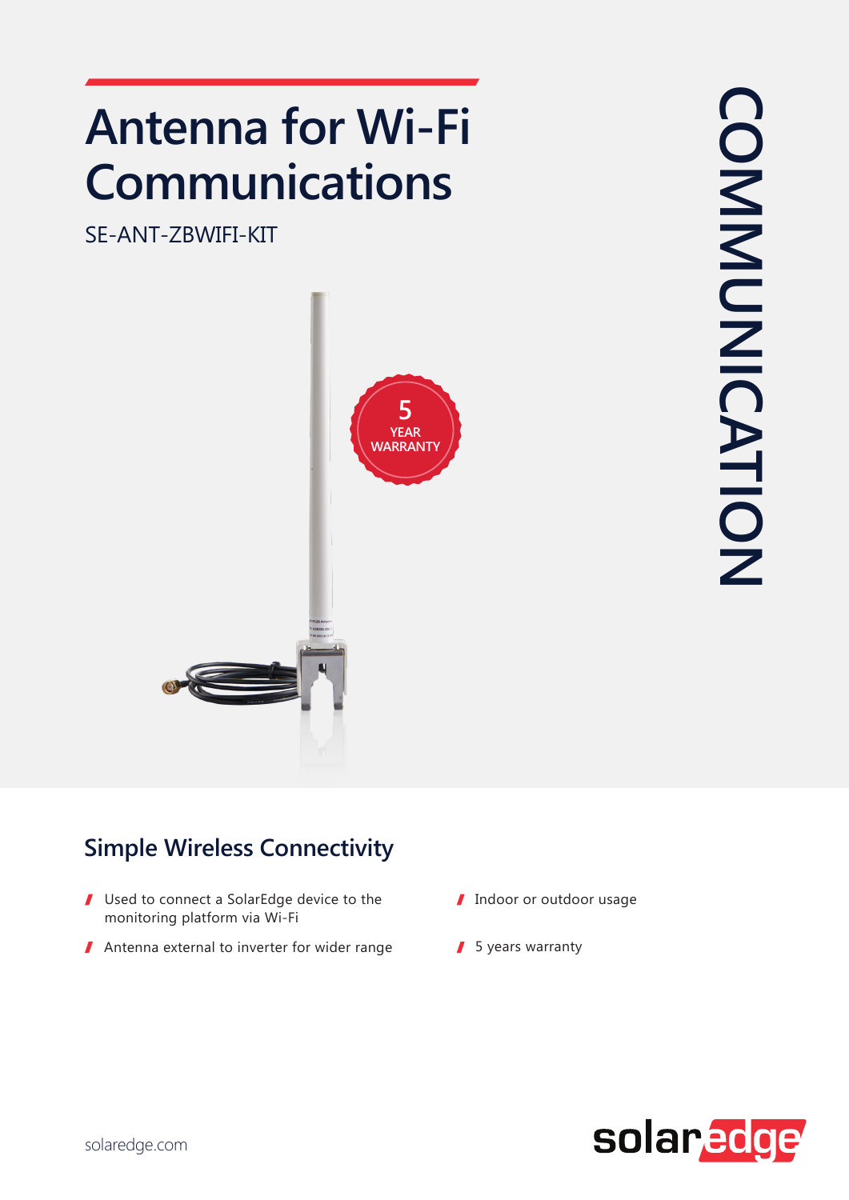# Antenna for Wi-Fi Communications

SE-ANT-ZBWIFI-KIT

COMMUNICATION

5 YEAR WARRANTY

## Simple Wireless Connectivity

- Used to connect a SolarEdge device to the monitoring platform via Wi-Fi
- Antenna external to inverter for wider range
- Indoor or outdoor usage
- 5 years warranty

solaredge.com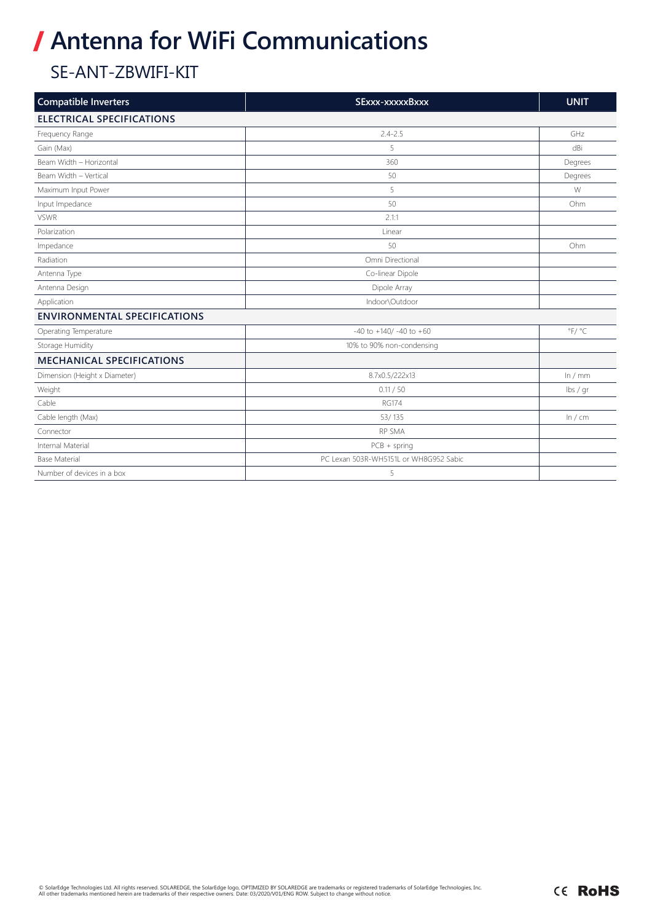# / Antenna for WiFi Communications

## SE-ANT-ZBWIFI-KIT

| Compatible Inverters | SExxx-xxxxxBxxx | UNIT |
|---|---|---|
| **ELECTRICAL SPECIFICATIONS** | | |
| Frequency Range | 2.4-2.5 | GHz |
| Gain (Max) | 5 | dBi |
| Beam Width – Horizontal | 360 | Degrees |
| Beam Width – Vertical | 50 | Degrees |
| Maximum Input Power | 5 | W |
| Input Impedance | 50 | Ohm |
| VSWR | 2.1:1 | |
| Polarization | Linear | |
| Impedance | 50 | Ohm |
| Radiation | Omni Directional | |
| Antenna Type | Co-linear Dipole | |
| Antenna Design | Dipole Array | |
| Application | Indoor\Outdoor | |
| **ENVIRONMENTAL SPECIFICATIONS** | | |
| Operating Temperature | -40 to +140/ -40 to +60 | °F/ °C |
| Storage Humidity | 10% to 90% non-condensing | |
| **MECHANICAL SPECIFICATIONS** | | |
| Dimension (Height x Diameter) | 8.7x0.5/222x13 | In / mm |
| Weight | 0.11 / 50 | lbs / gr |
| Cable | RG174 | |
| Cable length (Max) | 53/ 135 | In / cm |
| Connector | RP SMA | |
| Internal Material | PCB + spring | |
| Base Material | PC Lexan 503R-WH5151L or WH8G952 Sabic | |
| Number of devices in a box | 5 | |

© SolarEdge Technologies Ltd. All rights reserved. SOLAREDGE, the SolarEdge logo, OPTIMIZED BY SOLAREDGE are trademarks or registered trademarks of SolarEdge Technologies, Inc. All other trademarks mentioned herein are trademarks of their respective owners. Date: 03/2020/V01/ENG ROW. Subject to change without notice.

CE RoHS